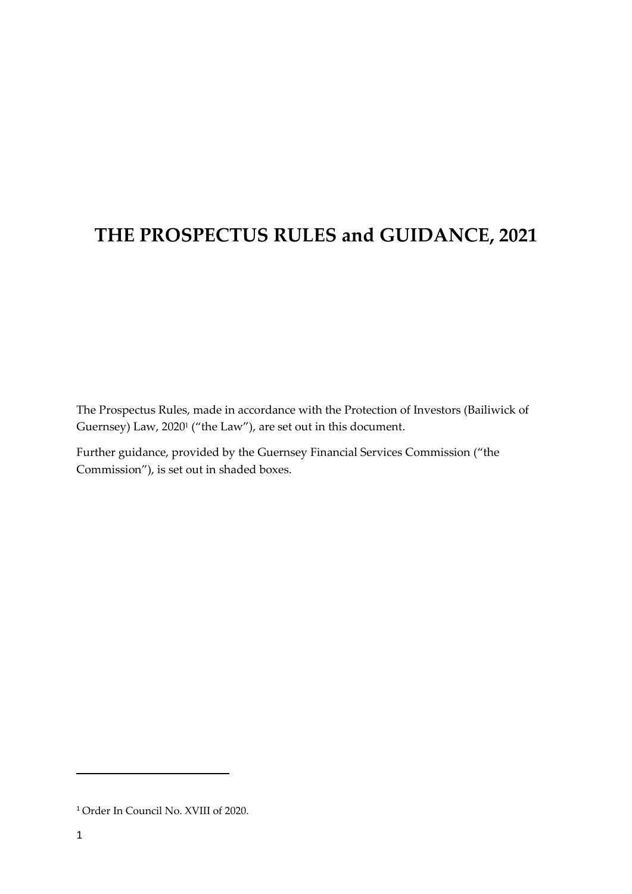# THE PROSPECTUS RULES and GUIDANCE, 2021

The Prospectus Rules, made in accordance with the Protection of Investors (Bailiwick of Guernsey) Law, 2020[1] ("the Law"), are set out in this document.

Further guidance, provided by the Guernsey Financial Services Commission ("the Commission"), is set out in shaded boxes.

---

[1] Order In Council No. XVIII of 2020.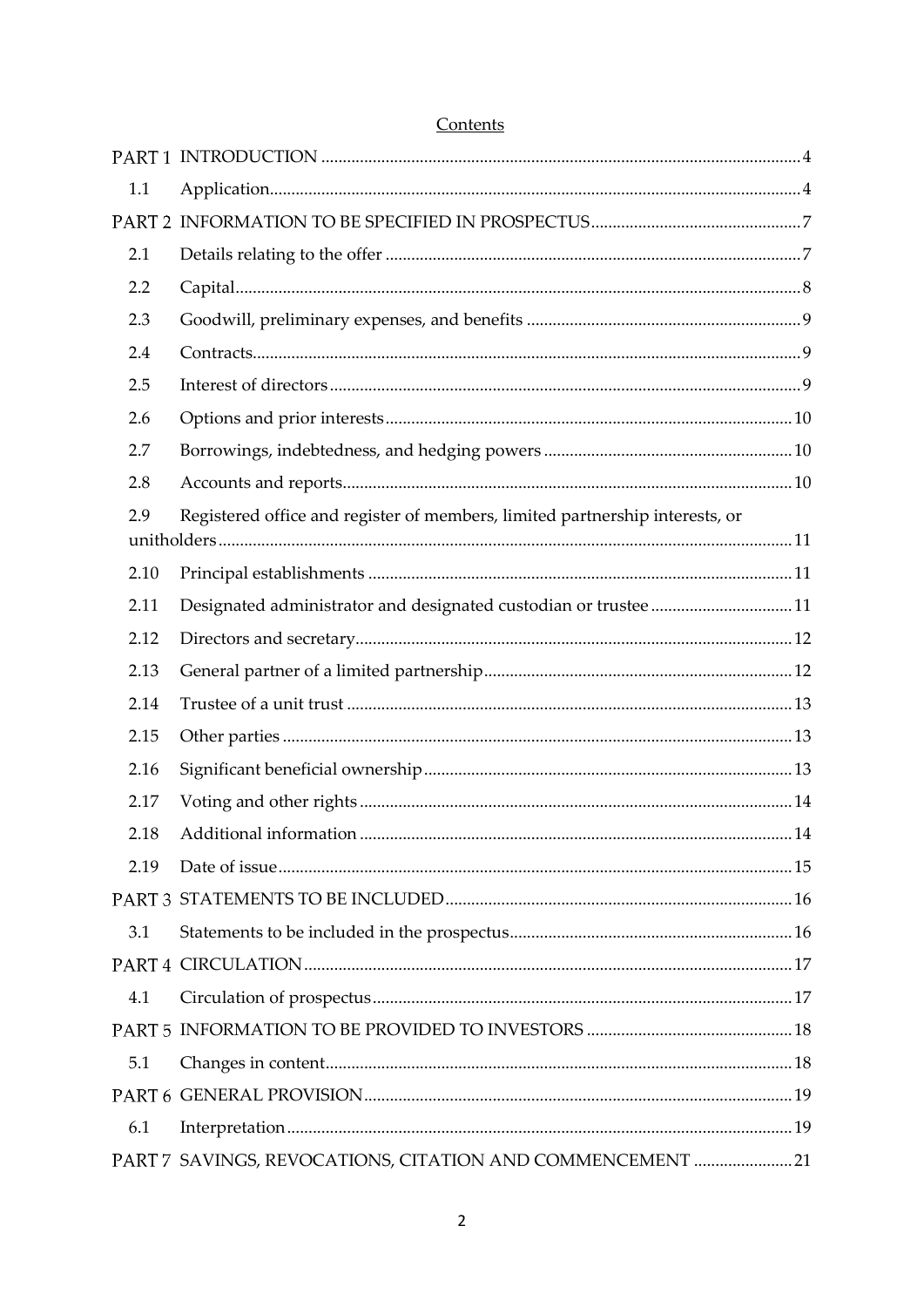Contents

| | | |
|---|---|---|
| PART 1 | INTRODUCTION | 4 |
| 1.1 | Application | 4 |
| PART 2 | INFORMATION TO BE SPECIFIED IN PROSPECTUS | 7 |
| 2.1 | Details relating to the offer | 7 |
| 2.2 | Capital | 8 |
| 2.3 | Goodwill, preliminary expenses, and benefits | 9 |
| 2.4 | Contracts | 9 |
| 2.5 | Interest of directors | 9 |
| 2.6 | Options and prior interests | 10 |
| 2.7 | Borrowings, indebtedness, and hedging powers | 10 |
| 2.8 | Accounts and reports | 10 |
| 2.9 | Registered office and register of members, limited partnership interests, or unitholders | 11 |
| 2.10 | Principal establishments | 11 |
| 2.11 | Designated administrator and designated custodian or trustee | 11 |
| 2.12 | Directors and secretary | 12 |
| 2.13 | General partner of a limited partnership | 12 |
| 2.14 | Trustee of a unit trust | 13 |
| 2.15 | Other parties | 13 |
| 2.16 | Significant beneficial ownership | 13 |
| 2.17 | Voting and other rights | 14 |
| 2.18 | Additional information | 14 |
| 2.19 | Date of issue | 15 |
| PART 3 | STATEMENTS TO BE INCLUDED | 16 |
| 3.1 | Statements to be included in the prospectus | 16 |
| PART 4 | CIRCULATION | 17 |
| 4.1 | Circulation of prospectus | 17 |
| PART 5 | INFORMATION TO BE PROVIDED TO INVESTORS | 18 |
| 5.1 | Changes in content | 18 |
| PART 6 | GENERAL PROVISION | 19 |
| 6.1 | Interpretation | 19 |
| PART 7 | SAVINGS, REVOCATIONS, CITATION AND COMMENCEMENT | 21 |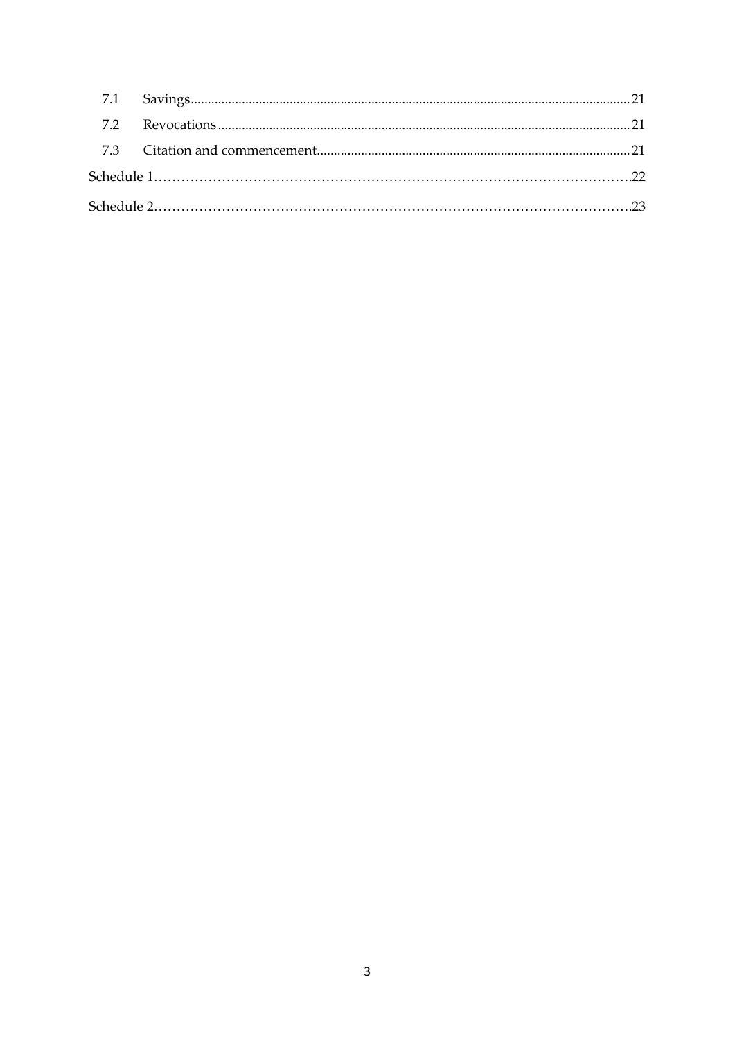7.1 Savings ... 21

7.2 Revocations ... 21

7.3 Citation and commencement ... 21

Schedule 1 ... 22

Schedule 2 ... 23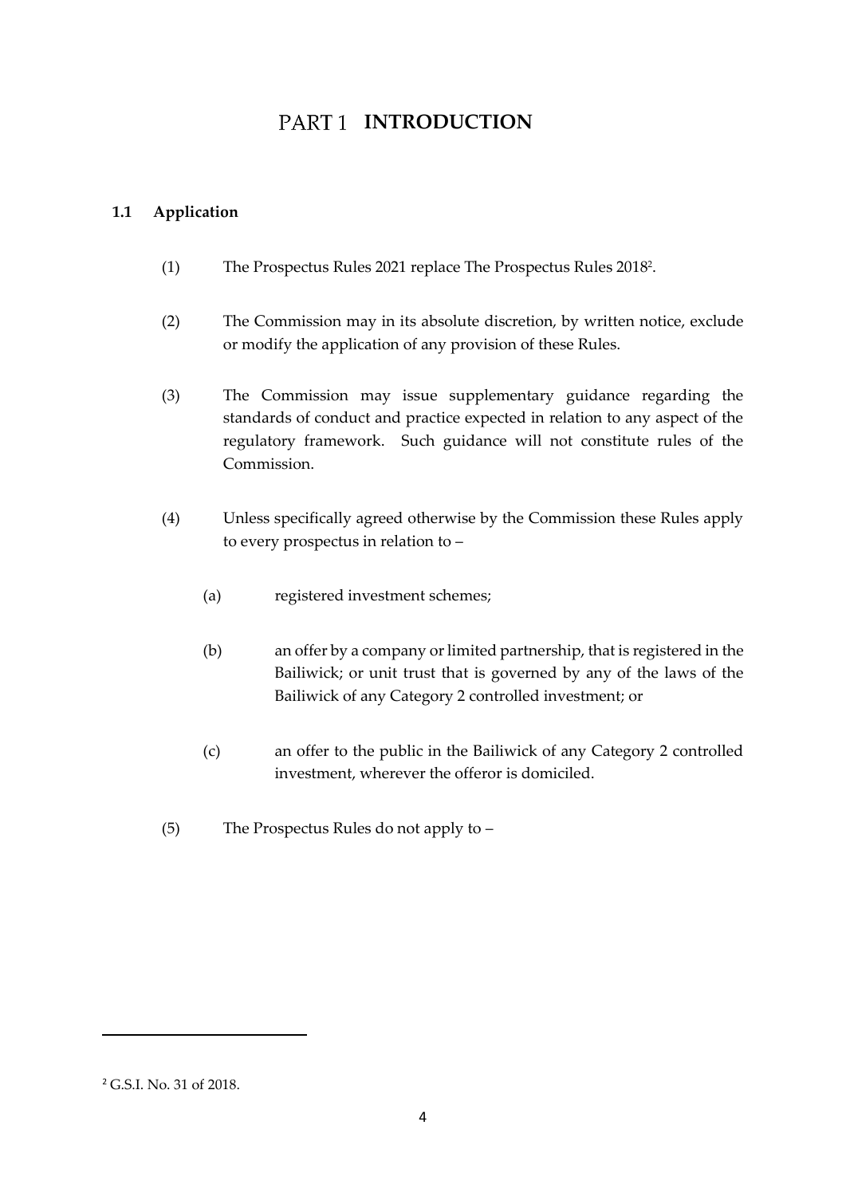# PART 1 INTRODUCTION

## 1.1 Application

(1) The Prospectus Rules 2021 replace The Prospectus Rules 2018[2].

(2) The Commission may in its absolute discretion, by written notice, exclude or modify the application of any provision of these Rules.

(3) The Commission may issue supplementary guidance regarding the standards of conduct and practice expected in relation to any aspect of the regulatory framework. Such guidance will not constitute rules of the Commission.

(4) Unless specifically agreed otherwise by the Commission these Rules apply to every prospectus in relation to –

(a) registered investment schemes;

(b) an offer by a company or limited partnership, that is registered in the Bailiwick; or unit trust that is governed by any of the laws of the Bailiwick of any Category 2 controlled investment; or

(c) an offer to the public in the Bailiwick of any Category 2 controlled investment, wherever the offeror is domiciled.

(5) The Prospectus Rules do not apply to –

---

[2] G.S.I. No. 31 of 2018.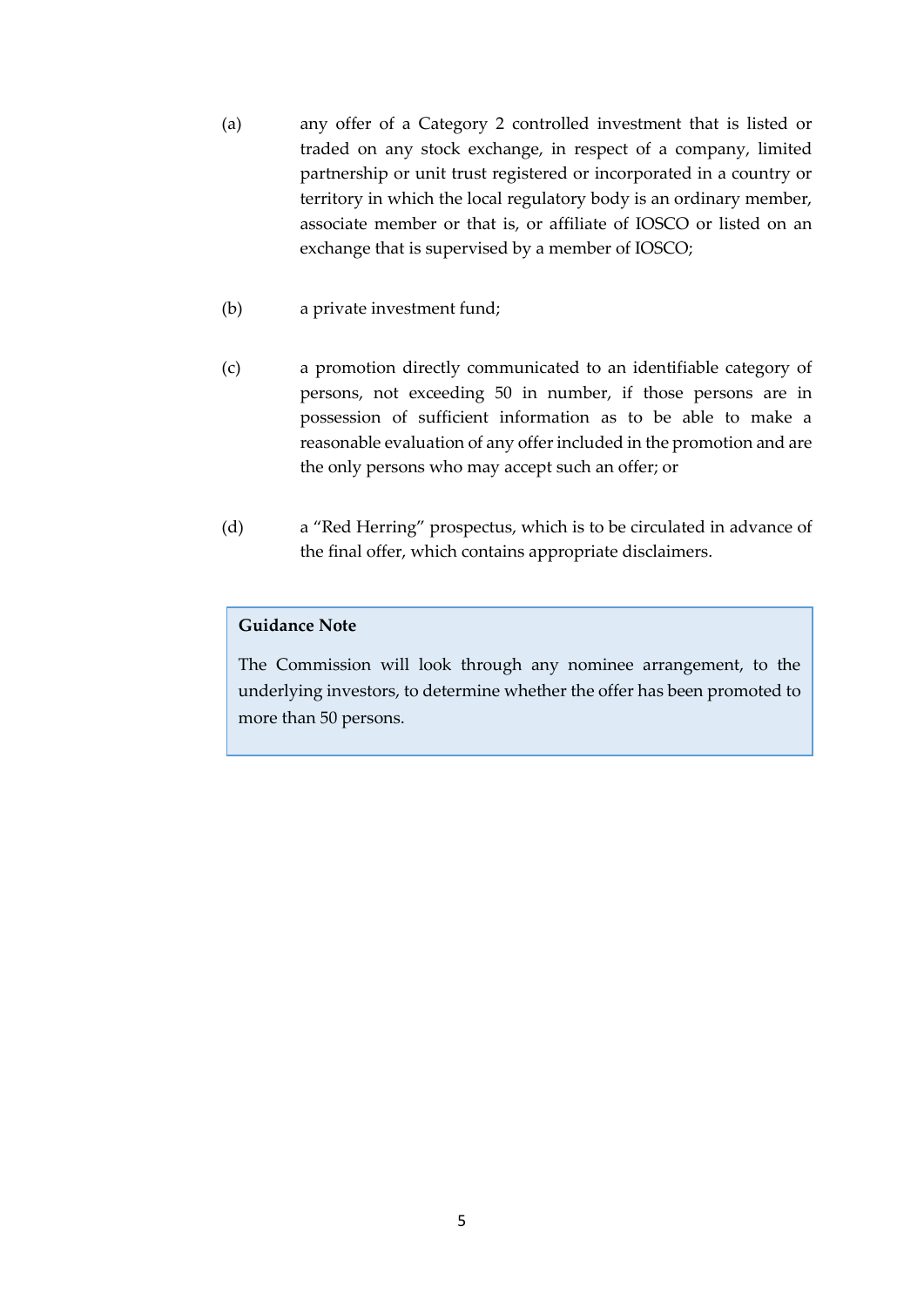(a) any offer of a Category 2 controlled investment that is listed or traded on any stock exchange, in respect of a company, limited partnership or unit trust registered or incorporated in a country or territory in which the local regulatory body is an ordinary member, associate member or that is, or affiliate of IOSCO or listed on an exchange that is supervised by a member of IOSCO;

(b) a private investment fund;

(c) a promotion directly communicated to an identifiable category of persons, not exceeding 50 in number, if those persons are in possession of sufficient information as to be able to make a reasonable evaluation of any offer included in the promotion and are the only persons who may accept such an offer; or

(d) a "Red Herring" prospectus, which is to be circulated in advance of the final offer, which contains appropriate disclaimers.

> **Guidance Note**
>
> The Commission will look through any nominee arrangement, to the underlying investors, to determine whether the offer has been promoted to more than 50 persons.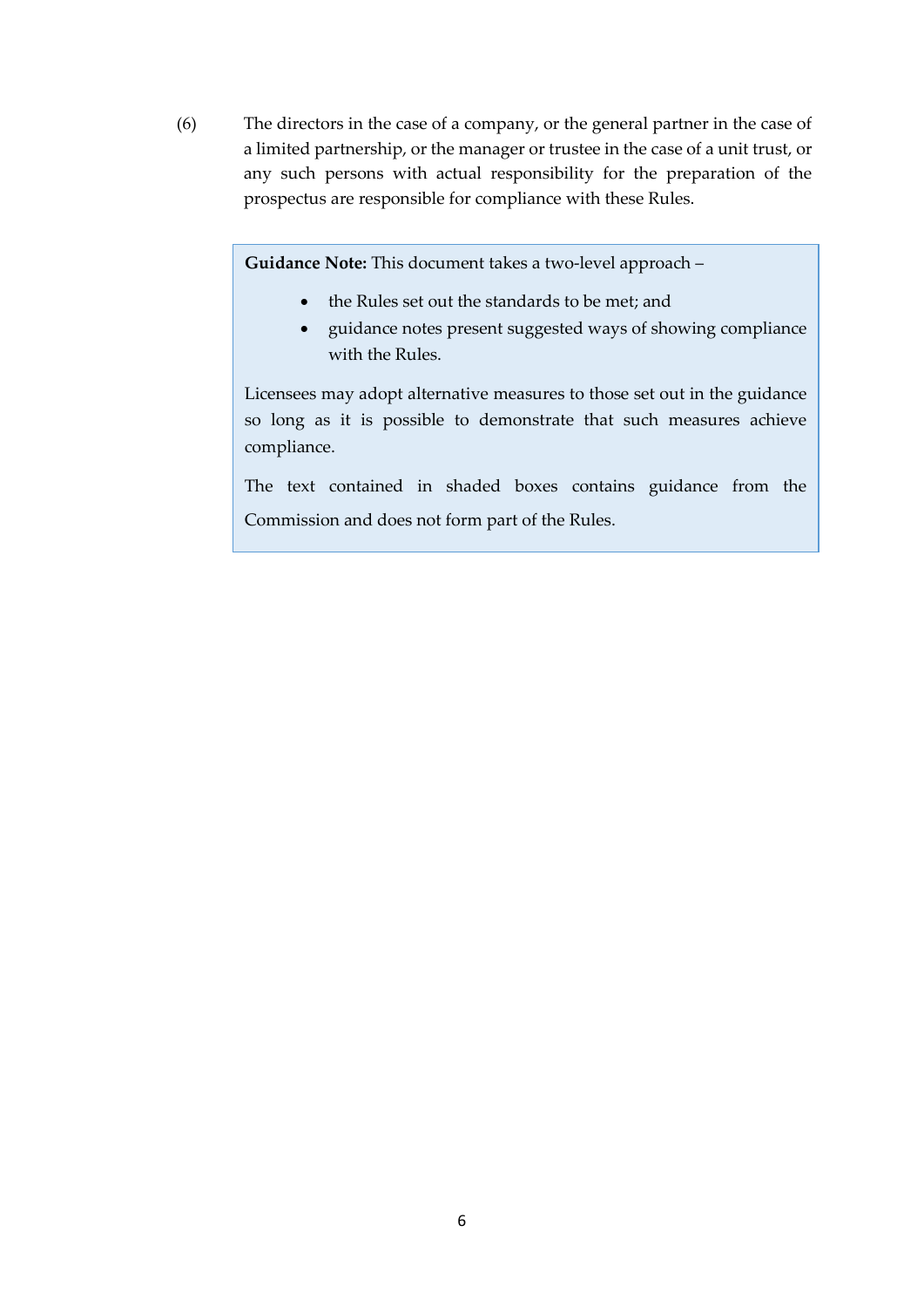(6) The directors in the case of a company, or the general partner in the case of a limited partnership, or the manager or trustee in the case of a unit trust, or any such persons with actual responsibility for the preparation of the prospectus are responsible for compliance with these Rules.

> **Guidance Note:** This document takes a two-level approach –
>
> - the Rules set out the standards to be met; and
> - guidance notes present suggested ways of showing compliance with the Rules.
>
> Licensees may adopt alternative measures to those set out in the guidance so long as it is possible to demonstrate that such measures achieve compliance.
>
> The text contained in shaded boxes contains guidance from the Commission and does not form part of the Rules.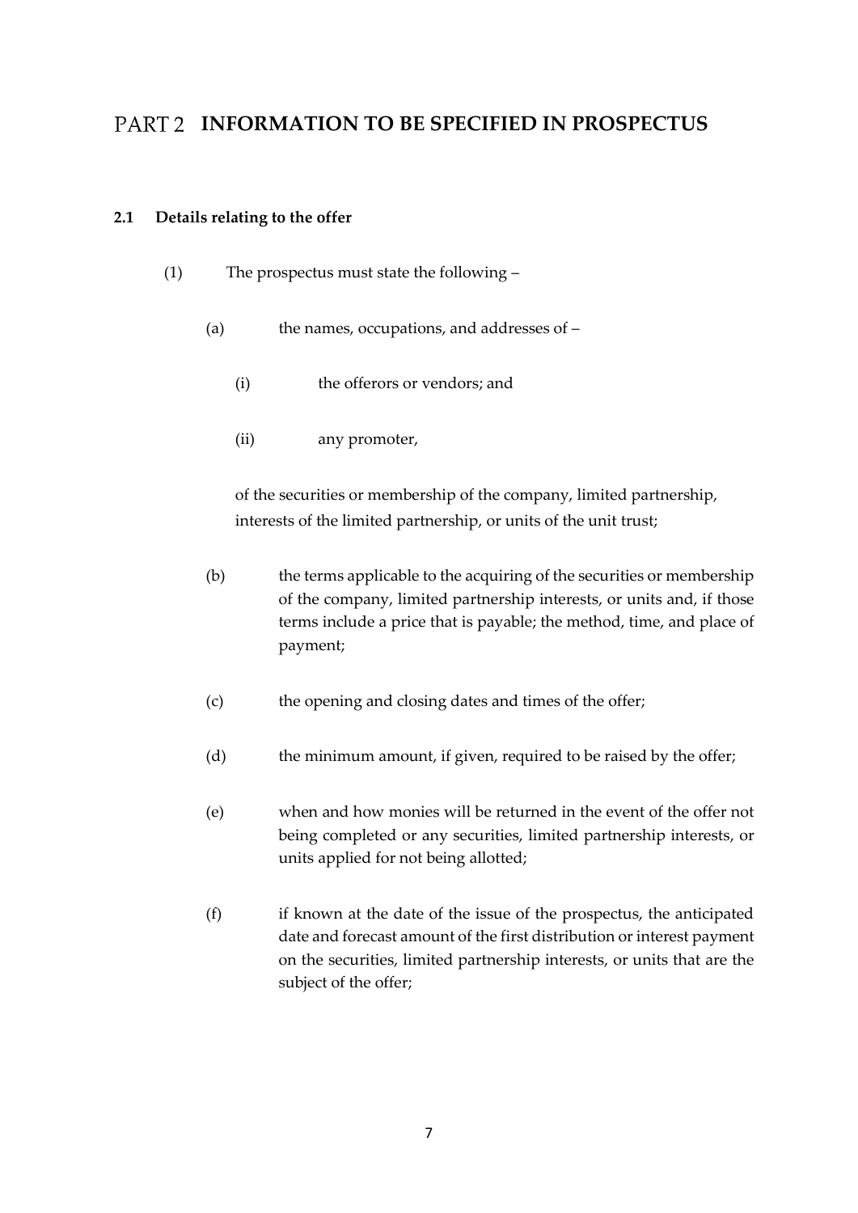# PART 2 INFORMATION TO BE SPECIFIED IN PROSPECTUS

## 2.1 Details relating to the offer

(1) The prospectus must state the following –

(a) the names, occupations, and addresses of –

(i) the offerors or vendors; and

(ii) any promoter,

of the securities or membership of the company, limited partnership, interests of the limited partnership, or units of the unit trust;

(b) the terms applicable to the acquiring of the securities or membership of the company, limited partnership interests, or units and, if those terms include a price that is payable; the method, time, and place of payment;

(c) the opening and closing dates and times of the offer;

(d) the minimum amount, if given, required to be raised by the offer;

(e) when and how monies will be returned in the event of the offer not being completed or any securities, limited partnership interests, or units applied for not being allotted;

(f) if known at the date of the issue of the prospectus, the anticipated date and forecast amount of the first distribution or interest payment on the securities, limited partnership interests, or units that are the subject of the offer;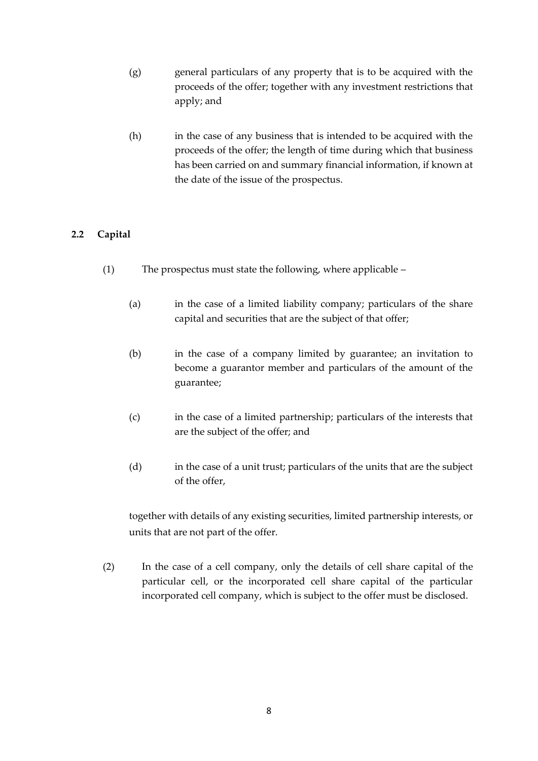(g) general particulars of any property that is to be acquired with the proceeds of the offer; together with any investment restrictions that apply; and

(h) in the case of any business that is intended to be acquired with the proceeds of the offer; the length of time during which that business has been carried on and summary financial information, if known at the date of the issue of the prospectus.

### 2.2 Capital

(1) The prospectus must state the following, where applicable –

(a) in the case of a limited liability company; particulars of the share capital and securities that are the subject of that offer;

(b) in the case of a company limited by guarantee; an invitation to become a guarantor member and particulars of the amount of the guarantee;

(c) in the case of a limited partnership; particulars of the interests that are the subject of the offer; and

(d) in the case of a unit trust; particulars of the units that are the subject of the offer,

together with details of any existing securities, limited partnership interests, or units that are not part of the offer.

(2) In the case of a cell company, only the details of cell share capital of the particular cell, or the incorporated cell share capital of the particular incorporated cell company, which is subject to the offer must be disclosed.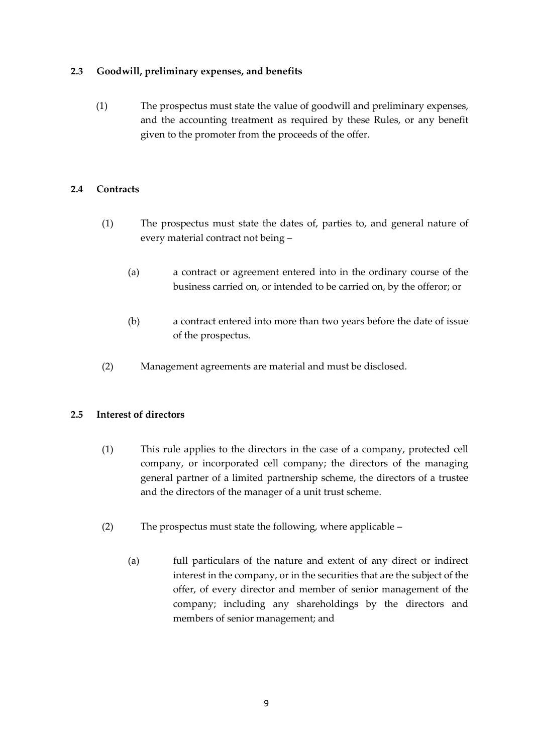### 2.3 Goodwill, preliminary expenses, and benefits

(1) The prospectus must state the value of goodwill and preliminary expenses, and the accounting treatment as required by these Rules, or any benefit given to the promoter from the proceeds of the offer.

### 2.4 Contracts

(1) The prospectus must state the dates of, parties to, and general nature of every material contract not being –

(a) a contract or agreement entered into in the ordinary course of the business carried on, or intended to be carried on, by the offeror; or

(b) a contract entered into more than two years before the date of issue of the prospectus.

(2) Management agreements are material and must be disclosed.

### 2.5 Interest of directors

(1) This rule applies to the directors in the case of a company, protected cell company, or incorporated cell company; the directors of the managing general partner of a limited partnership scheme, the directors of a trustee and the directors of the manager of a unit trust scheme.

(2) The prospectus must state the following, where applicable –

(a) full particulars of the nature and extent of any direct or indirect interest in the company, or in the securities that are the subject of the offer, of every director and member of senior management of the company; including any shareholdings by the directors and members of senior management; and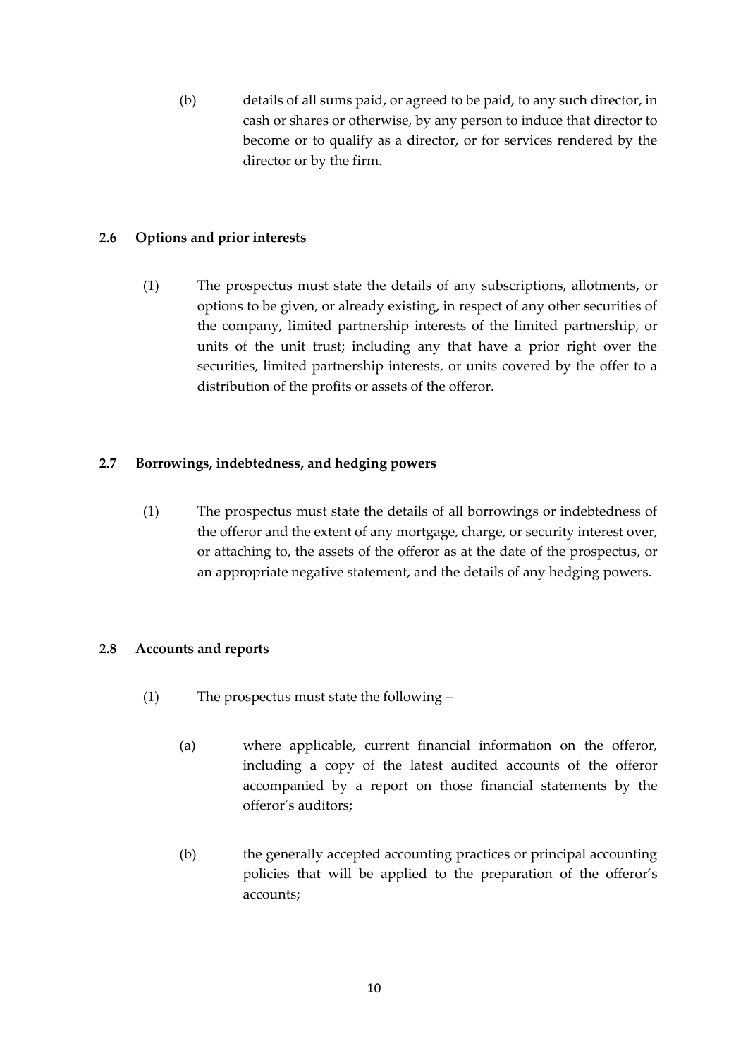(b) details of all sums paid, or agreed to be paid, to any such director, in cash or shares or otherwise, by any person to induce that director to become or to qualify as a director, or for services rendered by the director or by the firm.

**2.6 Options and prior interests**

(1) The prospectus must state the details of any subscriptions, allotments, or options to be given, or already existing, in respect of any other securities of the company, limited partnership interests of the limited partnership, or units of the unit trust; including any that have a prior right over the securities, limited partnership interests, or units covered by the offer to a distribution of the profits or assets of the offeror.

**2.7 Borrowings, indebtedness, and hedging powers**

(1) The prospectus must state the details of all borrowings or indebtedness of the offeror and the extent of any mortgage, charge, or security interest over, or attaching to, the assets of the offeror as at the date of the prospectus, or an appropriate negative statement, and the details of any hedging powers.

**2.8 Accounts and reports**

(1) The prospectus must state the following –

(a) where applicable, current financial information on the offeror, including a copy of the latest audited accounts of the offeror accompanied by a report on those financial statements by the offeror's auditors;

(b) the generally accepted accounting practices or principal accounting policies that will be applied to the preparation of the offeror's accounts;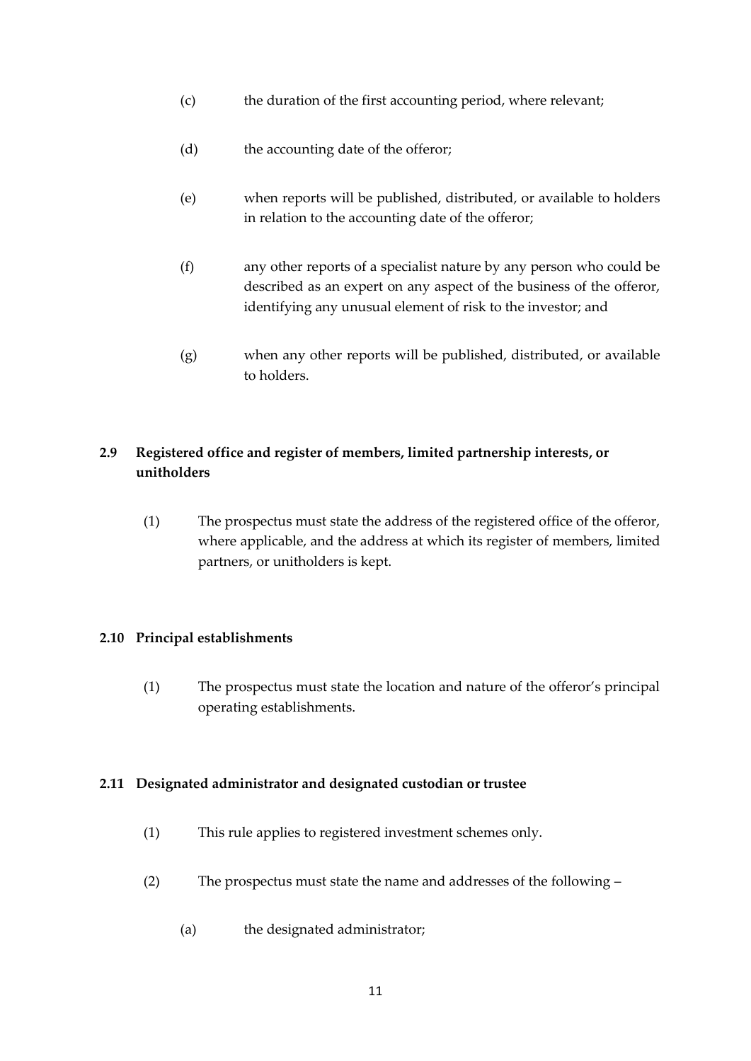(c) the duration of the first accounting period, where relevant;

(d) the accounting date of the offeror;

(e) when reports will be published, distributed, or available to holders in relation to the accounting date of the offeror;

(f) any other reports of a specialist nature by any person who could be described as an expert on any aspect of the business of the offeror, identifying any unusual element of risk to the investor; and

(g) when any other reports will be published, distributed, or available to holders.

### 2.9 Registered office and register of members, limited partnership interests, or unitholders

(1) The prospectus must state the address of the registered office of the offeror, where applicable, and the address at which its register of members, limited partners, or unitholders is kept.

### 2.10 Principal establishments

(1) The prospectus must state the location and nature of the offeror's principal operating establishments.

### 2.11 Designated administrator and designated custodian or trustee

(1) This rule applies to registered investment schemes only.

(2) The prospectus must state the name and addresses of the following –

(a) the designated administrator;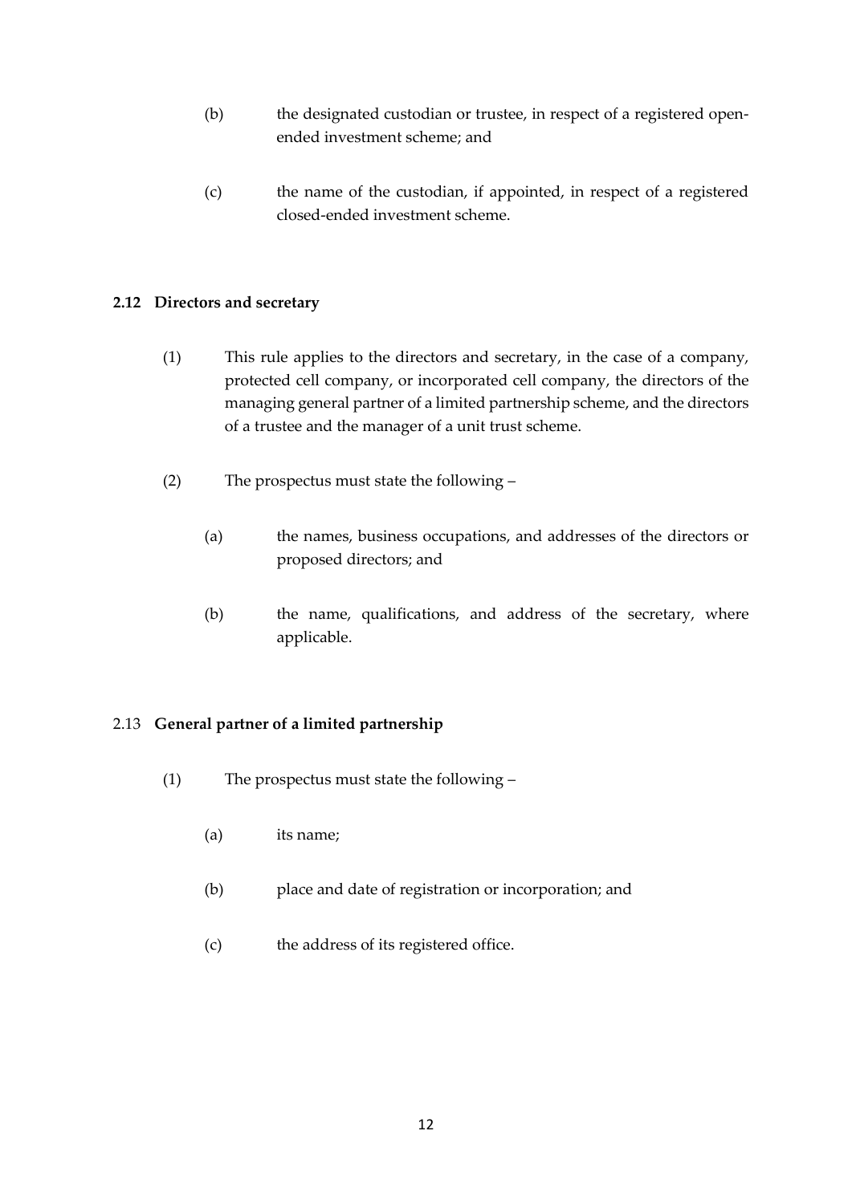(b) the designated custodian or trustee, in respect of a registered open-ended investment scheme; and

(c) the name of the custodian, if appointed, in respect of a registered closed-ended investment scheme.

**2.12 Directors and secretary**

(1) This rule applies to the directors and secretary, in the case of a company, protected cell company, or incorporated cell company, the directors of the managing general partner of a limited partnership scheme, and the directors of a trustee and the manager of a unit trust scheme.

(2) The prospectus must state the following –

(a) the names, business occupations, and addresses of the directors or proposed directors; and

(b) the name, qualifications, and address of the secretary, where applicable.

2.13 **General partner of a limited partnership**

(1) The prospectus must state the following –

(a) its name;

(b) place and date of registration or incorporation; and

(c) the address of its registered office.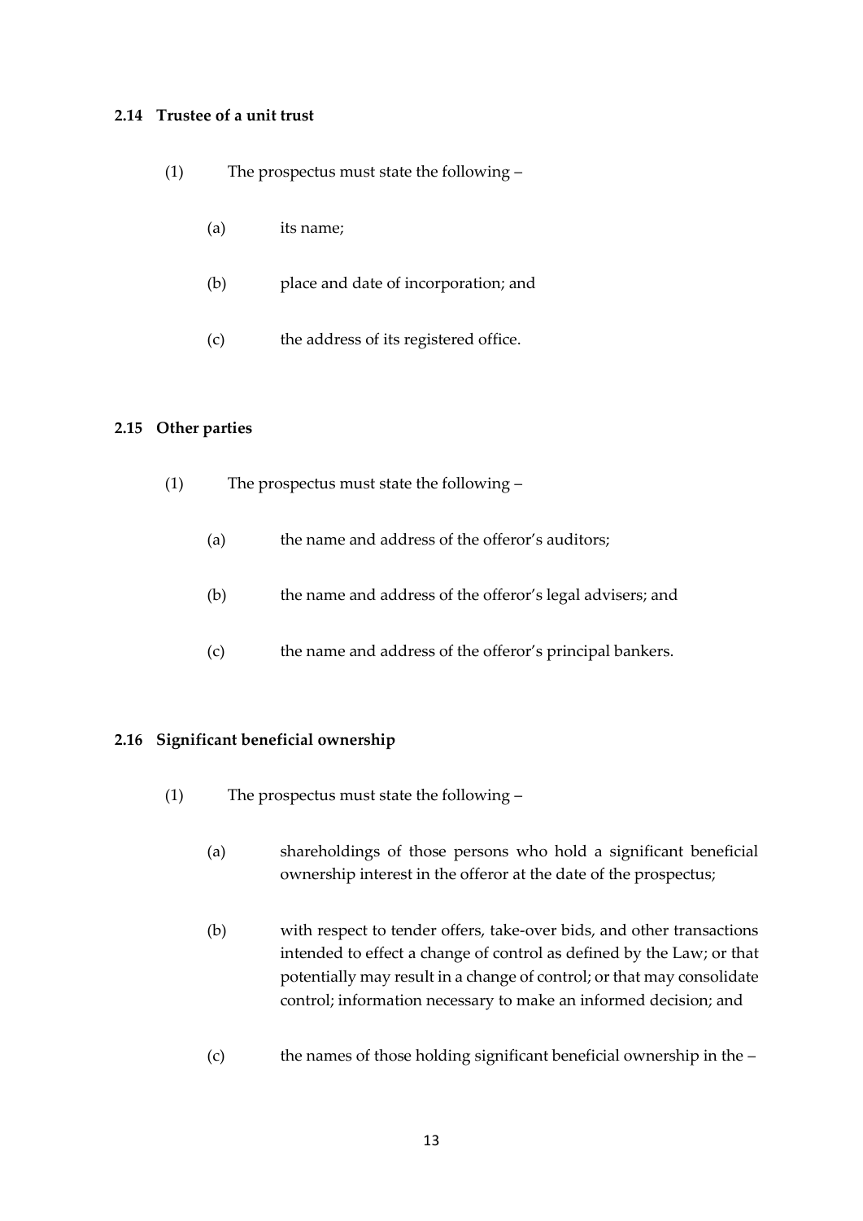### 2.14 Trustee of a unit trust

(1) The prospectus must state the following –

(a) its name;

(b) place and date of incorporation; and

(c) the address of its registered office.

### 2.15 Other parties

(1) The prospectus must state the following –

(a) the name and address of the offeror's auditors;

(b) the name and address of the offeror's legal advisers; and

(c) the name and address of the offeror's principal bankers.

### 2.16 Significant beneficial ownership

(1) The prospectus must state the following –

(a) shareholdings of those persons who hold a significant beneficial ownership interest in the offeror at the date of the prospectus;

(b) with respect to tender offers, take-over bids, and other transactions intended to effect a change of control as defined by the Law; or that potentially may result in a change of control; or that may consolidate control; information necessary to make an informed decision; and

(c) the names of those holding significant beneficial ownership in the –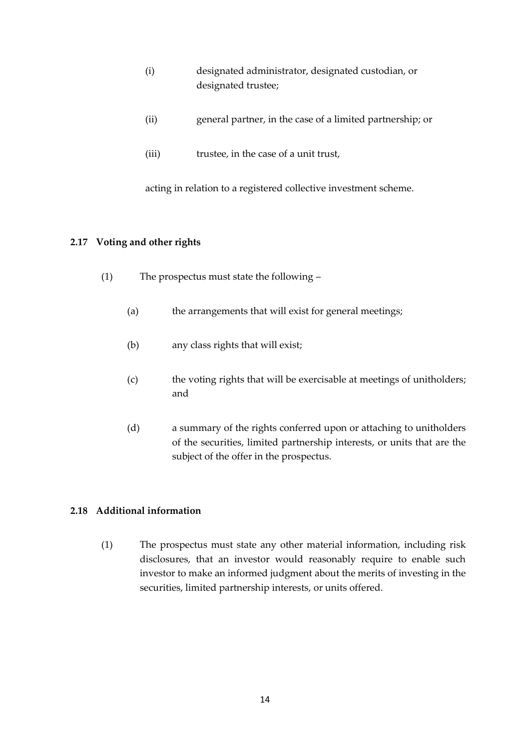(i) designated administrator, designated custodian, or designated trustee;

(ii) general partner, in the case of a limited partnership; or

(iii) trustee, in the case of a unit trust,

acting in relation to a registered collective investment scheme.

**2.17 Voting and other rights**

(1) The prospectus must state the following –

(a) the arrangements that will exist for general meetings;

(b) any class rights that will exist;

(c) the voting rights that will be exercisable at meetings of unitholders; and

(d) a summary of the rights conferred upon or attaching to unitholders of the securities, limited partnership interests, or units that are the subject of the offer in the prospectus.

**2.18 Additional information**

(1) The prospectus must state any other material information, including risk disclosures, that an investor would reasonably require to enable such investor to make an informed judgment about the merits of investing in the securities, limited partnership interests, or units offered.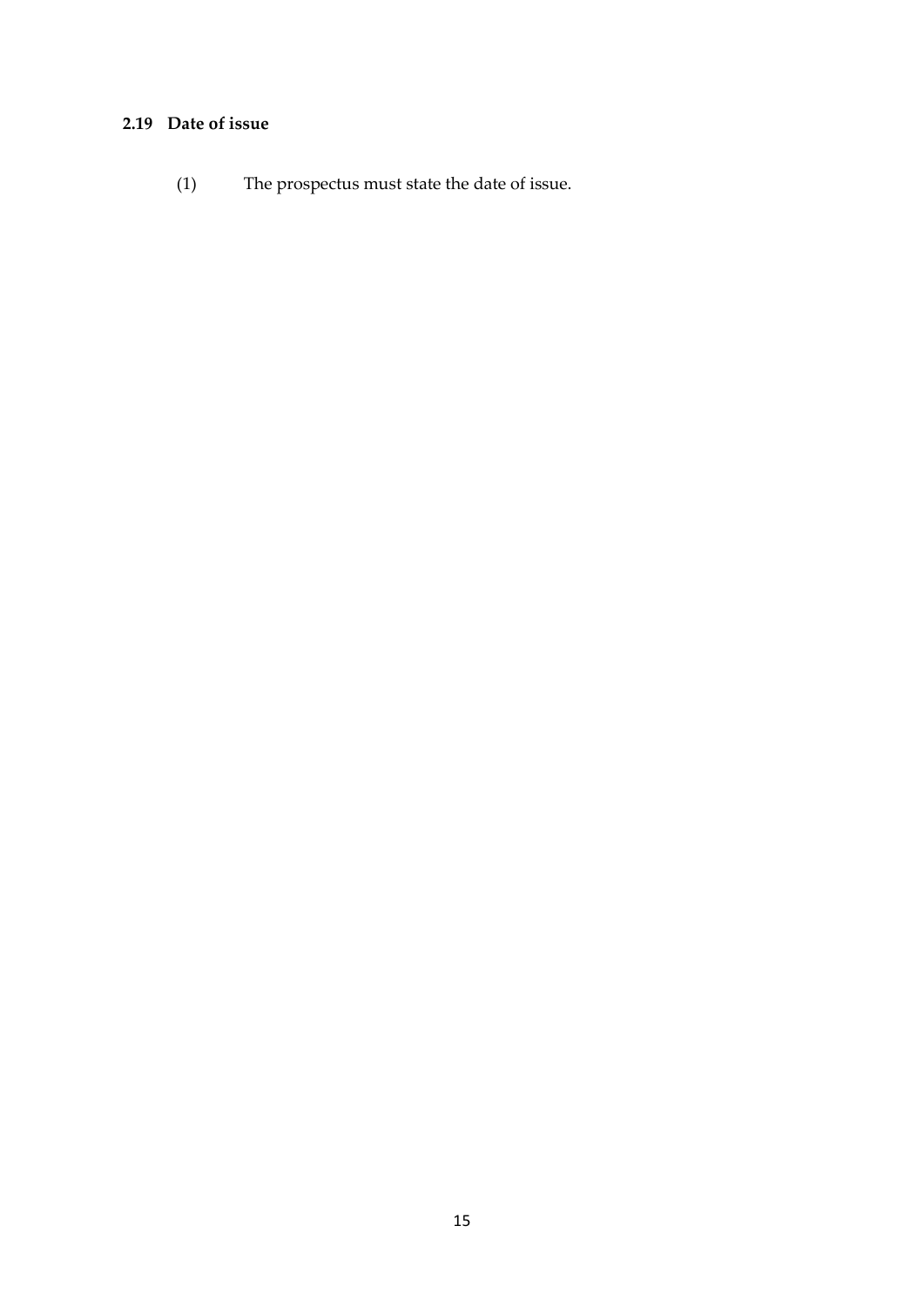### 2.19 Date of issue

(1) The prospectus must state the date of issue.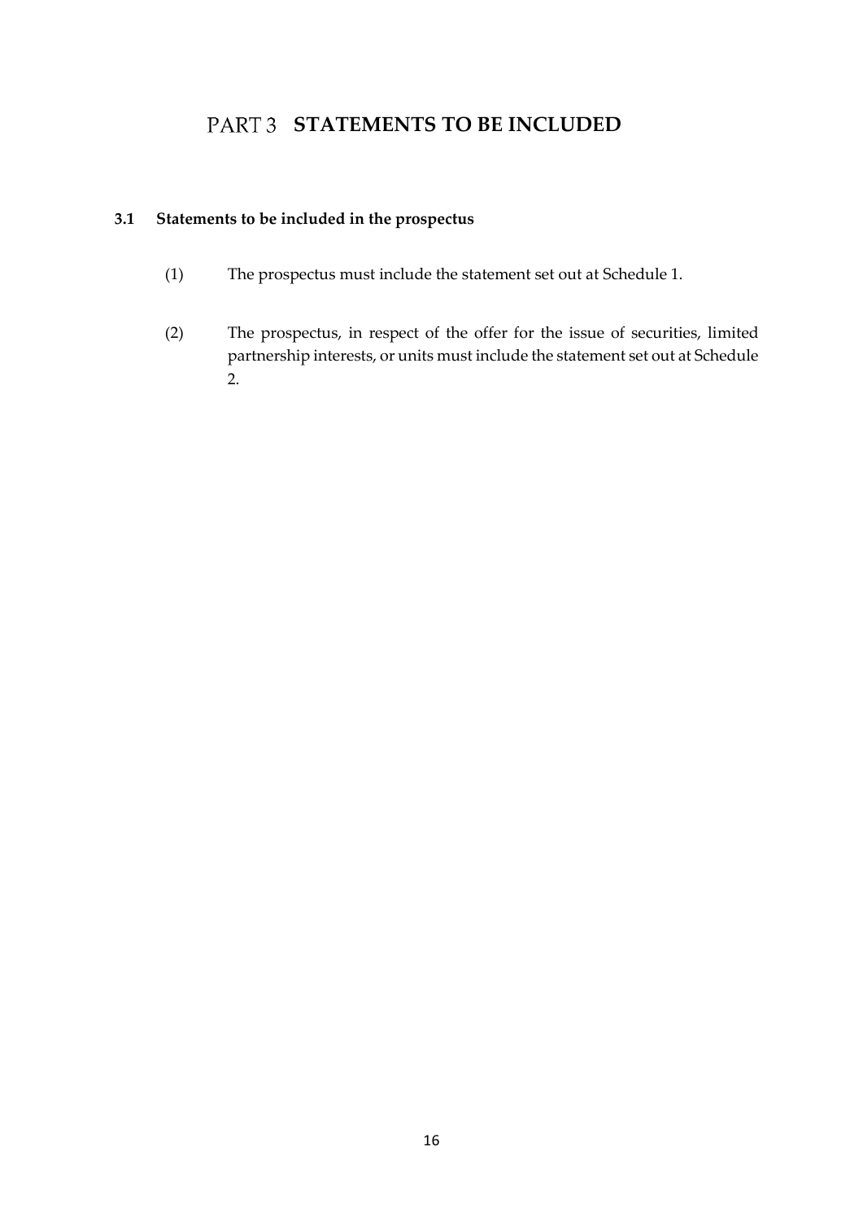# PART 3 STATEMENTS TO BE INCLUDED

### 3.1 Statements to be included in the prospectus

(1) The prospectus must include the statement set out at Schedule 1.

(2) The prospectus, in respect of the offer for the issue of securities, limited partnership interests, or units must include the statement set out at Schedule 2.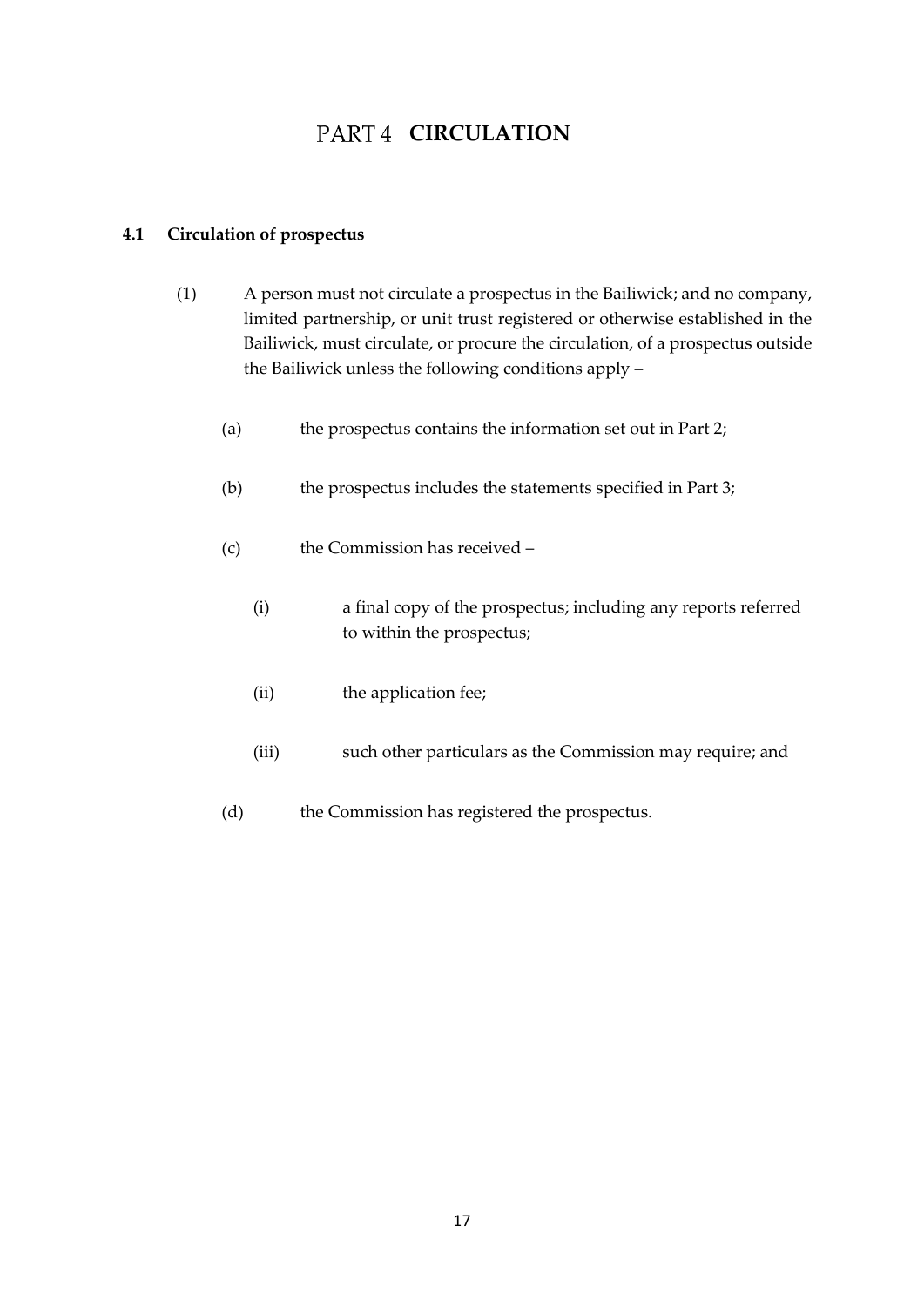# PART 4 CIRCULATION

## 4.1 Circulation of prospectus

(1) A person must not circulate a prospectus in the Bailiwick; and no company, limited partnership, or unit trust registered or otherwise established in the Bailiwick, must circulate, or procure the circulation, of a prospectus outside the Bailiwick unless the following conditions apply –

(a) the prospectus contains the information set out in Part 2;

(b) the prospectus includes the statements specified in Part 3;

(c) the Commission has received –

(i) a final copy of the prospectus; including any reports referred to within the prospectus;

(ii) the application fee;

(iii) such other particulars as the Commission may require; and

(d) the Commission has registered the prospectus.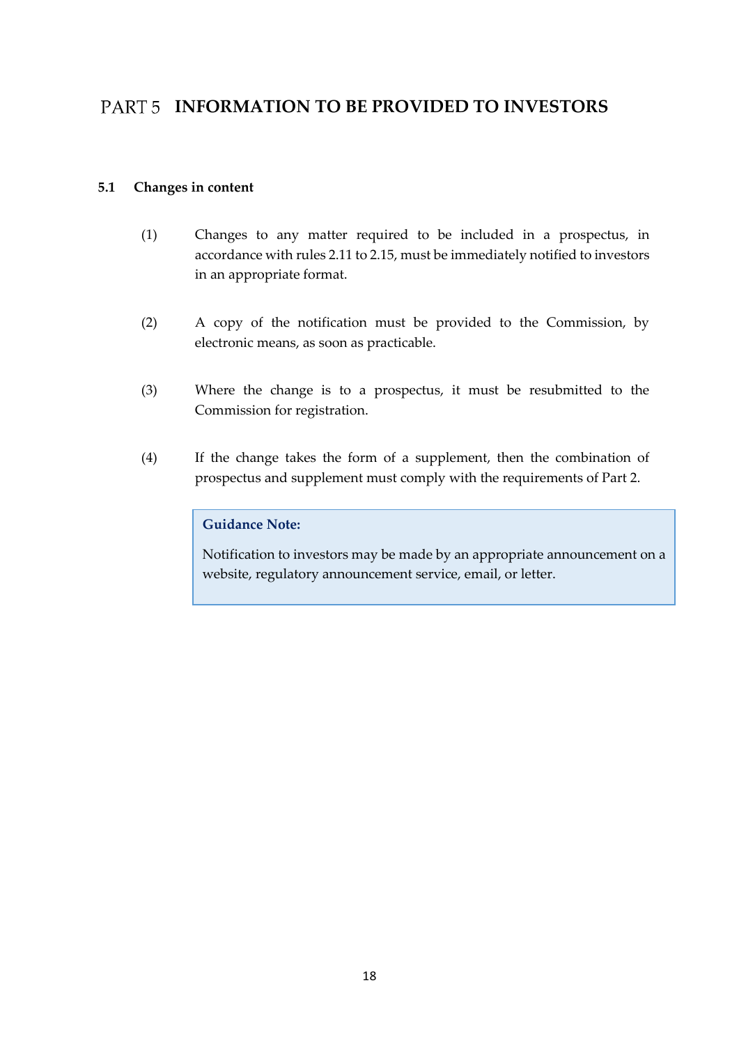# PART 5 INFORMATION TO BE PROVIDED TO INVESTORS

## 5.1 Changes in content

(1) Changes to any matter required to be included in a prospectus, in accordance with rules 2.11 to 2.15, must be immediately notified to investors in an appropriate format.

(2) A copy of the notification must be provided to the Commission, by electronic means, as soon as practicable.

(3) Where the change is to a prospectus, it must be resubmitted to the Commission for registration.

(4) If the change takes the form of a supplement, then the combination of prospectus and supplement must comply with the requirements of Part 2.

> **Guidance Note:**
>
> Notification to investors may be made by an appropriate announcement on a website, regulatory announcement service, email, or letter.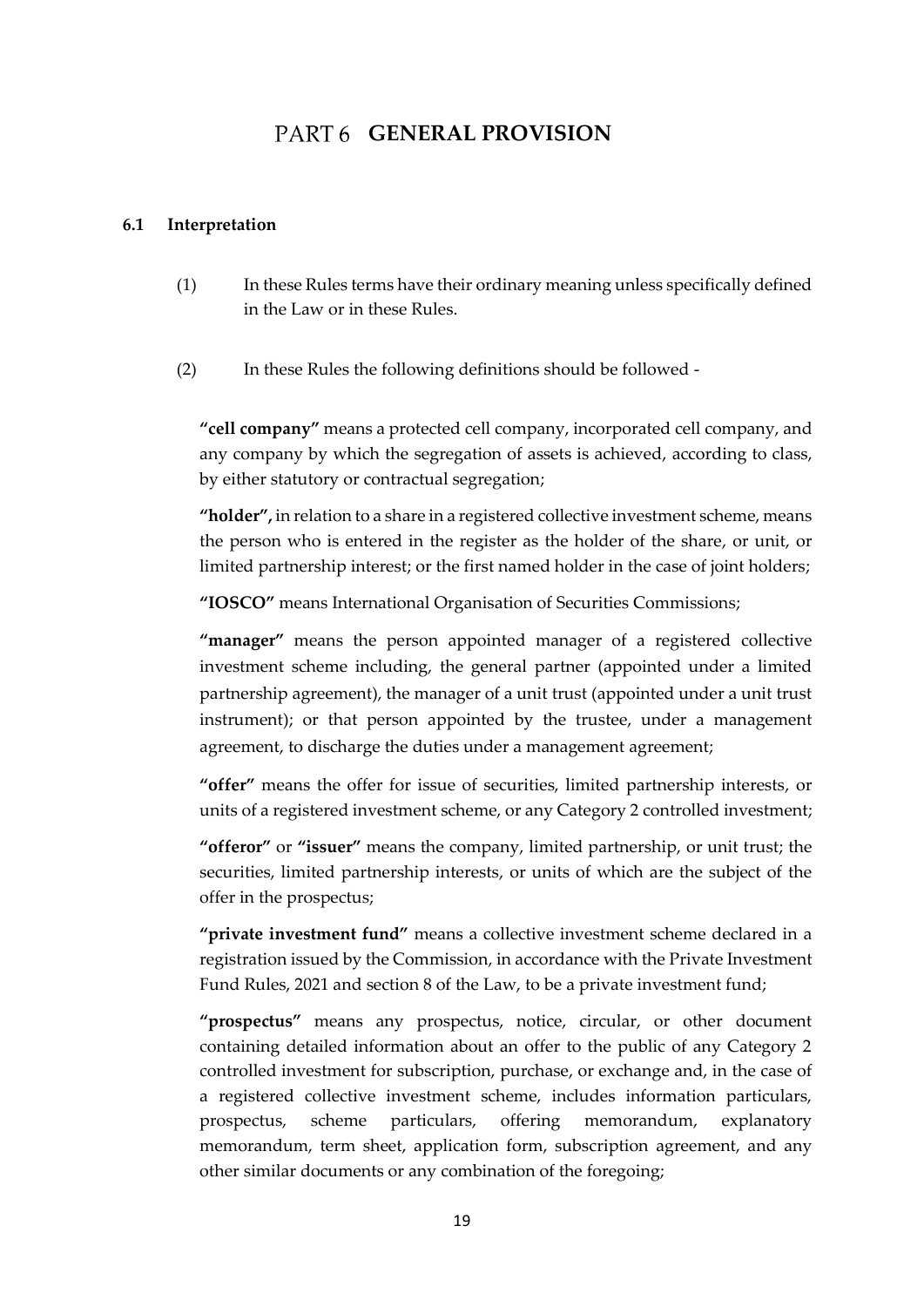# PART 6 GENERAL PROVISION

## 6.1 Interpretation

(1) In these Rules terms have their ordinary meaning unless specifically defined in the Law or in these Rules.

(2) In these Rules the following definitions should be followed -

**"cell company"** means a protected cell company, incorporated cell company, and any company by which the segregation of assets is achieved, according to class, by either statutory or contractual segregation;

**"holder",** in relation to a share in a registered collective investment scheme, means the person who is entered in the register as the holder of the share, or unit, or limited partnership interest; or the first named holder in the case of joint holders;

**"IOSCO"** means International Organisation of Securities Commissions;

**"manager"** means the person appointed manager of a registered collective investment scheme including, the general partner (appointed under a limited partnership agreement), the manager of a unit trust (appointed under a unit trust instrument); or that person appointed by the trustee, under a management agreement, to discharge the duties under a management agreement;

**"offer"** means the offer for issue of securities, limited partnership interests, or units of a registered investment scheme, or any Category 2 controlled investment;

**"offeror"** or **"issuer"** means the company, limited partnership, or unit trust; the securities, limited partnership interests, or units of which are the subject of the offer in the prospectus;

**"private investment fund"** means a collective investment scheme declared in a registration issued by the Commission, in accordance with the Private Investment Fund Rules, 2021 and section 8 of the Law, to be a private investment fund;

**"prospectus"** means any prospectus, notice, circular, or other document containing detailed information about an offer to the public of any Category 2 controlled investment for subscription, purchase, or exchange and, in the case of a registered collective investment scheme, includes information particulars, prospectus, scheme particulars, offering memorandum, explanatory memorandum, term sheet, application form, subscription agreement, and any other similar documents or any combination of the foregoing;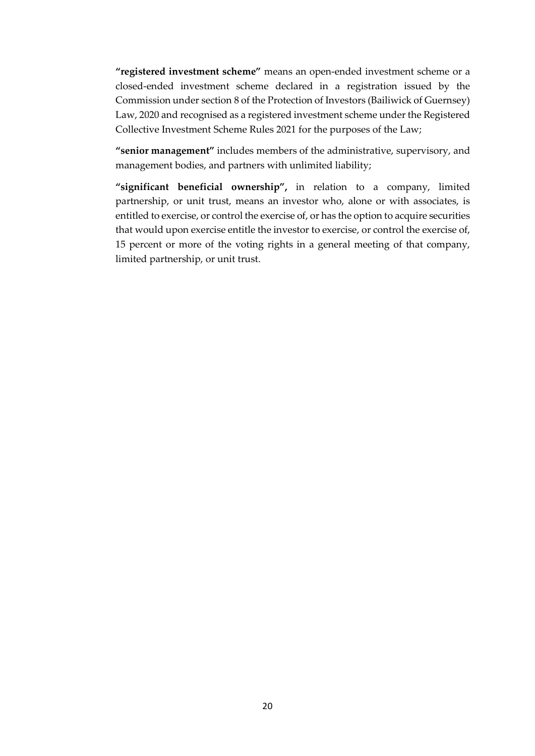**"registered investment scheme"** means an open-ended investment scheme or a closed-ended investment scheme declared in a registration issued by the Commission under section 8 of the Protection of Investors (Bailiwick of Guernsey) Law, 2020 and recognised as a registered investment scheme under the Registered Collective Investment Scheme Rules 2021 for the purposes of the Law;

**"senior management"** includes members of the administrative, supervisory, and management bodies, and partners with unlimited liability;

**"significant beneficial ownership",** in relation to a company, limited partnership, or unit trust, means an investor who, alone or with associates, is entitled to exercise, or control the exercise of, or has the option to acquire securities that would upon exercise entitle the investor to exercise, or control the exercise of, 15 percent or more of the voting rights in a general meeting of that company, limited partnership, or unit trust.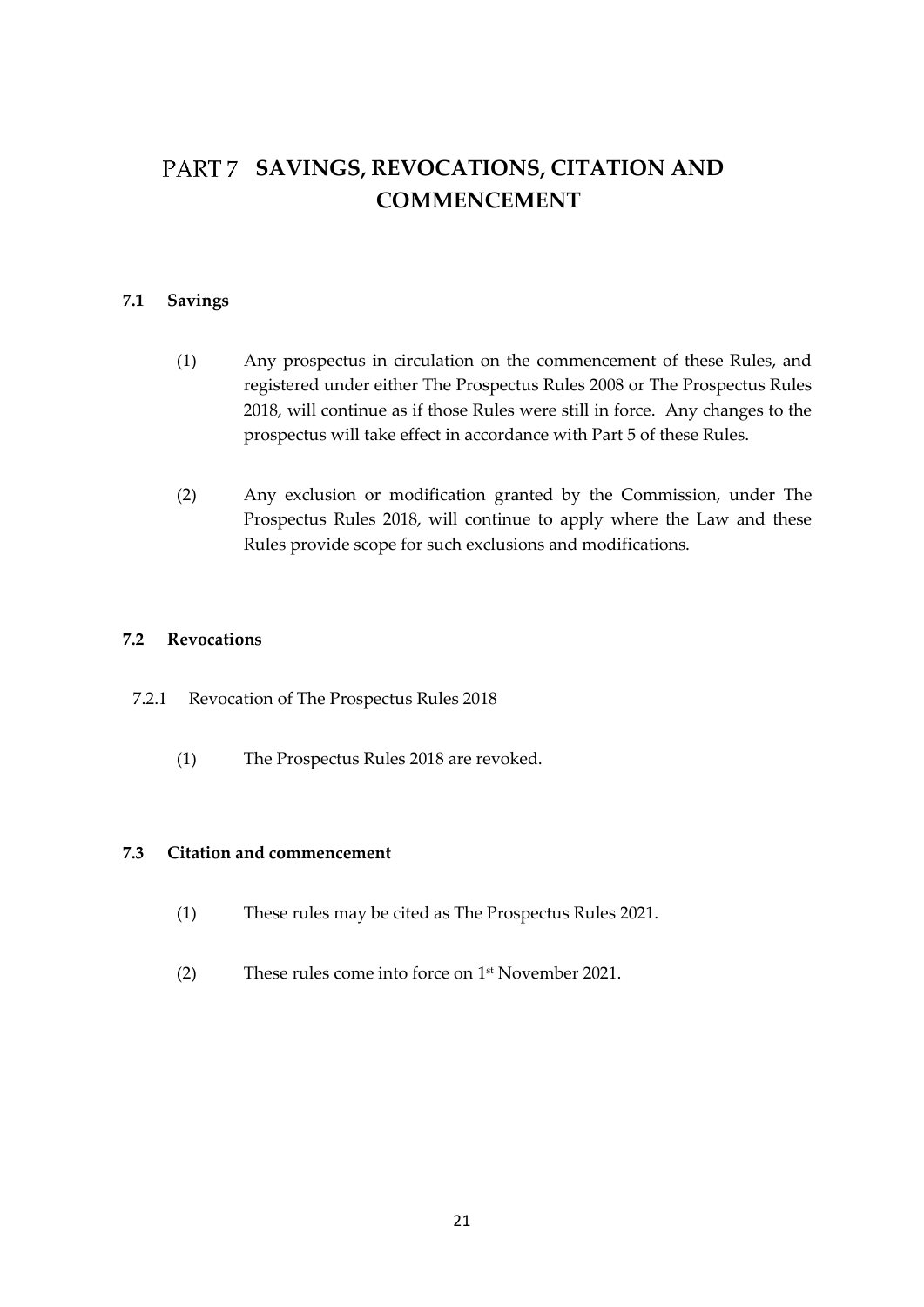# PART 7 SAVINGS, REVOCATIONS, CITATION AND COMMENCEMENT

### 7.1 Savings

(1) Any prospectus in circulation on the commencement of these Rules, and registered under either The Prospectus Rules 2008 or The Prospectus Rules 2018, will continue as if those Rules were still in force. Any changes to the prospectus will take effect in accordance with Part 5 of these Rules.

(2) Any exclusion or modification granted by the Commission, under The Prospectus Rules 2018, will continue to apply where the Law and these Rules provide scope for such exclusions and modifications.

### 7.2 Revocations

7.2.1 Revocation of The Prospectus Rules 2018

(1) The Prospectus Rules 2018 are revoked.

### 7.3 Citation and commencement

(1) These rules may be cited as The Prospectus Rules 2021.

(2) These rules come into force on 1st November 2021.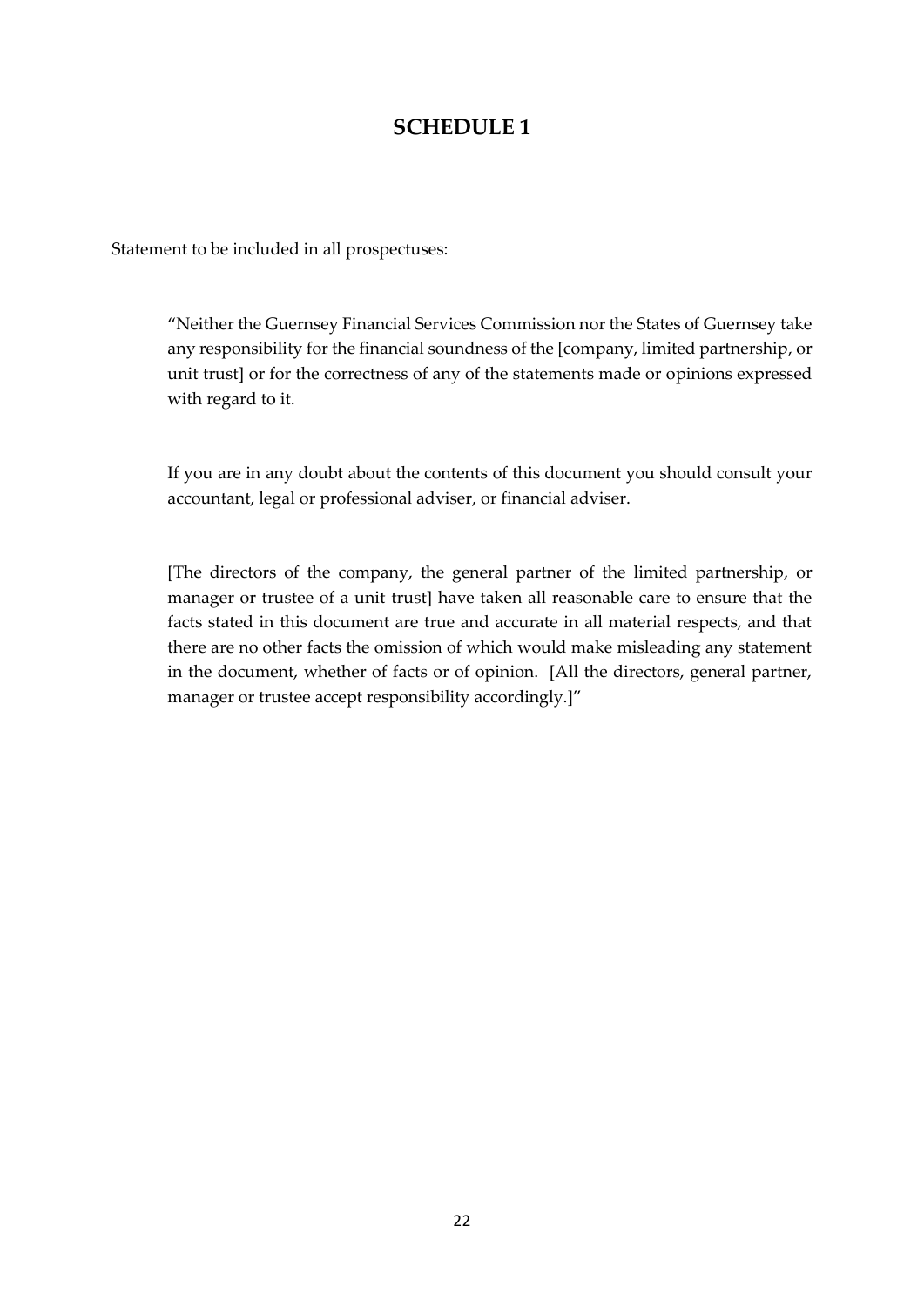# SCHEDULE 1

Statement to be included in all prospectuses:

> "Neither the Guernsey Financial Services Commission nor the States of Guernsey take any responsibility for the financial soundness of the [company, limited partnership, or unit trust] or for the correctness of any of the statements made or opinions expressed with regard to it.
>
> If you are in any doubt about the contents of this document you should consult your accountant, legal or professional adviser, or financial adviser.
>
> [The directors of the company, the general partner of the limited partnership, or manager or trustee of a unit trust] have taken all reasonable care to ensure that the facts stated in this document are true and accurate in all material respects, and that there are no other facts the omission of which would make misleading any statement in the document, whether of facts or of opinion. [All the directors, general partner, manager or trustee accept responsibility accordingly.]"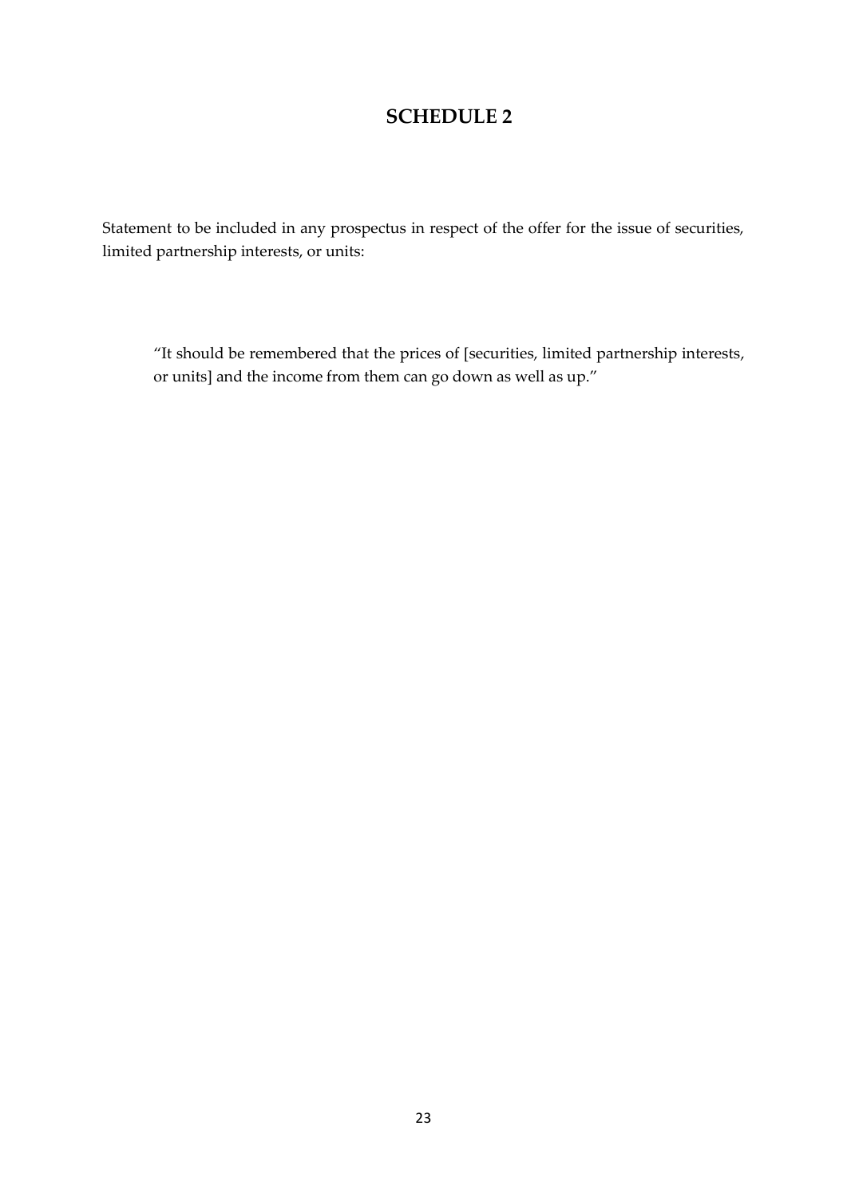# SCHEDULE 2

Statement to be included in any prospectus in respect of the offer for the issue of securities, limited partnership interests, or units:

> "It should be remembered that the prices of [securities, limited partnership interests, or units] and the income from them can go down as well as up."